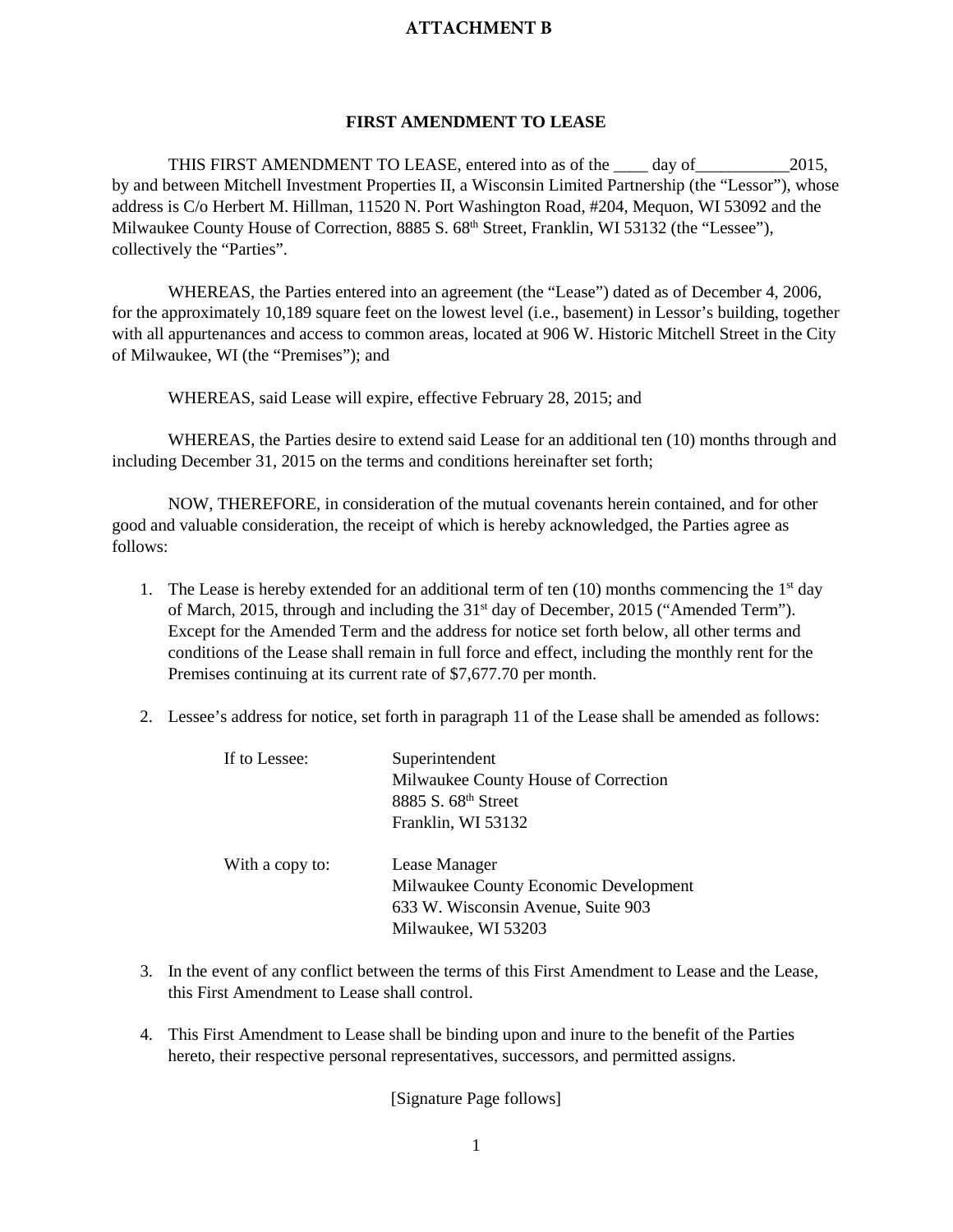# ATTACHMENT B

## FIRST AMENDMENT TO LEASE

THIS FIRST AMENDMENT TO LEASE, entered into as of the ____ day of___________2015, by and between Mitchell Investment Properties II, a Wisconsin Limited Partnership (the "Lessor"), whose address is C/o Herbert M. Hillman, 11520 N. Port Washington Road, #204, Mequon, WI 53092 and the Milwaukee County House of Correction, 8885 S. 68th Street, Franklin, WI 53132 (the "Lessee"), collectively the "Parties".

WHEREAS, the Parties entered into an agreement (the "Lease") dated as of December 4, 2006, for the approximately 10,189 square feet on the lowest level (i.e., basement) in Lessor's building, together with all appurtenances and access to common areas, located at 906 W. Historic Mitchell Street in the City of Milwaukee, WI (the "Premises"); and

WHEREAS, said Lease will expire, effective February 28, 2015; and

WHEREAS, the Parties desire to extend said Lease for an additional ten (10) months through and including December 31, 2015 on the terms and conditions hereinafter set forth;

NOW, THEREFORE, in consideration of the mutual covenants herein contained, and for other good and valuable consideration, the receipt of which is hereby acknowledged, the Parties agree as follows:

1. The Lease is hereby extended for an additional term of ten (10) months commencing the 1st day of March, 2015, through and including the 31st day of December, 2015 ("Amended Term"). Except for the Amended Term and the address for notice set forth below, all other terms and conditions of the Lease shall remain in full force and effect, including the monthly rent for the Premises continuing at its current rate of $7,677.70 per month.

2. Lessee's address for notice, set forth in paragraph 11 of the Lease shall be amended as follows:

   If to Lessee:
   Superintendent
   Milwaukee County House of Correction
   8885 S. 68th Street
   Franklin, WI 53132

   With a copy to:
   Lease Manager
   Milwaukee County Economic Development
   633 W. Wisconsin Avenue, Suite 903
   Milwaukee, WI 53203

3. In the event of any conflict between the terms of this First Amendment to Lease and the Lease, this First Amendment to Lease shall control.

4. This First Amendment to Lease shall be binding upon and inure to the benefit of the Parties hereto, their respective personal representatives, successors, and permitted assigns.

[Signature Page follows]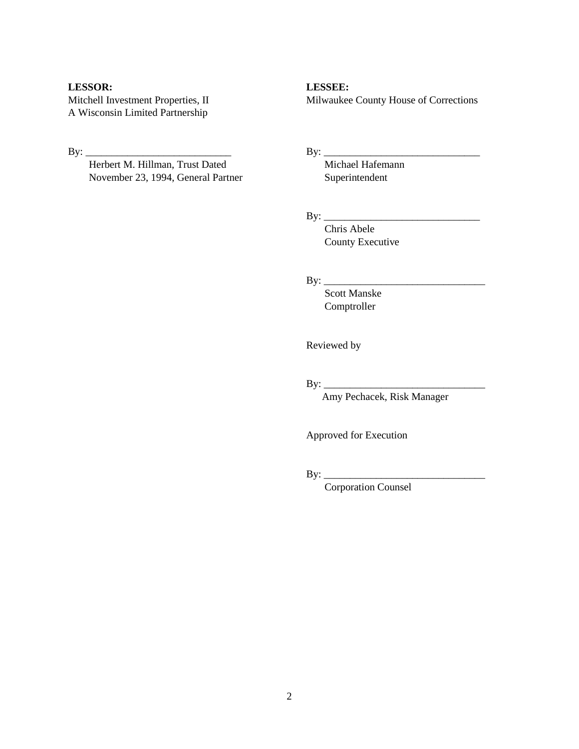**LESSOR:**
Mitchell Investment Properties, II
A Wisconsin Limited Partnership

By: ____________________________
Herbert M. Hillman, Trust Dated
November 23, 1994, General Partner

**LESSEE:**
Milwaukee County House of Corrections

By: ______________________________
Michael Hafemann
Superintendent

By: ______________________________
Chris Abele
County Executive

By: _______________________________
Scott Manske
Comptroller

Reviewed by

By: _______________________________
Amy Pechacek, Risk Manager

Approved for Execution

By: _______________________________
Corporation Counsel